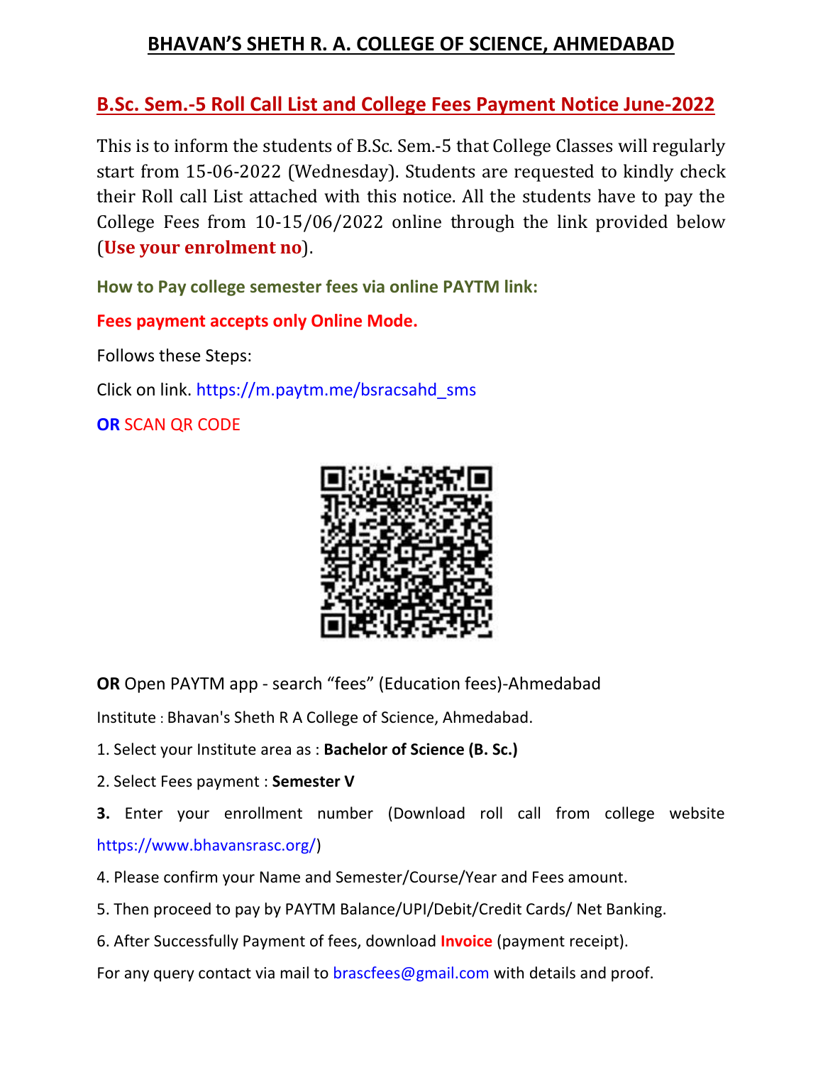# BHAVAN'S SHETH R. A. COLLEGE OF SCIENCE, AHMEDABAD

## B.Sc. Sem.-5 Roll Call List and College Fees Payment Notice June-2022

This is to inform the students of B.Sc. Sem.-5 that College Classes will regularly start from 15-06-2022 (Wednesday). Students are requested to kindly check their Roll call List attached with this notice. All the students have to pay the College Fees from 10-15/06/2022 online through the link provided below (**Use your enrolment no**).

**How to Pay college semester fees via online PAYTM link:**

**Fees payment accepts only Online Mode.**

Follows these Steps:

Click on link. https://m.paytm.me/bsracsahd_sms

**OR** SCAN QR CODE

**OR** Open PAYTM app - search "fees" (Education fees)-Ahmedabad

Institute : Bhavan's Sheth R A College of Science, Ahmedabad.

1. Select your Institute area as : **Bachelor of Science (B. Sc.)**
2. Select Fees payment : **Semester V**
3. Enter your enrollment number (Download roll call from college website https://www.bhavansrasc.org/)
4. Please confirm your Name and Semester/Course/Year and Fees amount.
5. Then proceed to pay by PAYTM Balance/UPI/Debit/Credit Cards/ Net Banking.
6. After Successfully Payment of fees, download **Invoice** (payment receipt).

For any query contact via mail to brascfees@gmail.com with details and proof.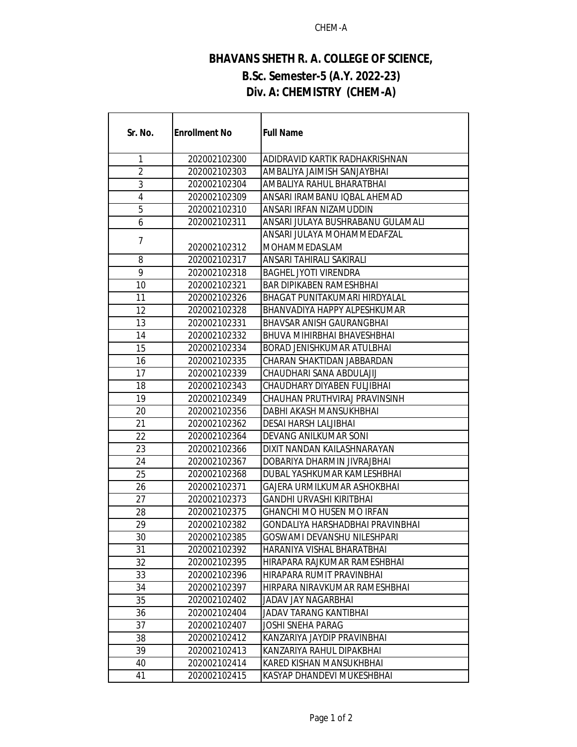# BHAVANS SHETH R. A. COLLEGE OF SCIENCE,

## B.Sc. Semester-5 (A.Y. 2022-23)

## Div. A: CHEMISTRY (CHEM-A)

| Sr. No. | Enrollment No | Full Name |
|---|---|---|
| 1 | 202002102300 | ADIDRAVID KARTIK RADHAKRISHNAN |
| 2 | 202002102303 | AMBALIYA JAIMISH SANJAYBHAI |
| 3 | 202002102304 | AMBALIYA RAHUL BHARATBHAI |
| 4 | 202002102309 | ANSARI IRAMBANU IQBAL AHEMAD |
| 5 | 202002102310 | ANSARI IRFAN NIZAMUDDIN |
| 6 | 202002102311 | ANSARI JULAYA BUSHRABANU GULAMALI |
| 7 | 202002102312 | ANSARI JULAYA MOHAMMEDAFZAL MOHAMMEDASLAM |
| 8 | 202002102317 | ANSARI TAHIRALI SAKIRALI |
| 9 | 202002102318 | BAGHEL JYOTI VIRENDRA |
| 10 | 202002102321 | BAR DIPIKABEN RAMESHBHAI |
| 11 | 202002102326 | BHAGAT PUNITAKUMARI HIRDYALAL |
| 12 | 202002102328 | BHANVADIYA HAPPY ALPESHKUMAR |
| 13 | 202002102331 | BHAVSAR ANISH GAURANGBHAI |
| 14 | 202002102332 | BHUVA MIHIRBHAI BHAVESHBHAI |
| 15 | 202002102334 | BORAD JENISHKUMAR ATULBHAI |
| 16 | 202002102335 | CHARAN SHAKTIDAN JABBARDAN |
| 17 | 202002102339 | CHAUDHARI SANA ABDULAJIJ |
| 18 | 202002102343 | CHAUDHARY DIYABEN FULJIBHAI |
| 19 | 202002102349 | CHAUHAN PRUTHVIRAJ PRAVINSINH |
| 20 | 202002102356 | DABHI AKASH MANSUKHBHAI |
| 21 | 202002102362 | DESAI HARSH LALJIBHAI |
| 22 | 202002102364 | DEVANG ANILKUMAR SONI |
| 23 | 202002102366 | DIXIT NANDAN KAILASHNARAYAN |
| 24 | 202002102367 | DOBARIYA DHARMIN JIVRAJBHAI |
| 25 | 202002102368 | DUBAL YASHKUMAR KAMLESHBHAI |
| 26 | 202002102371 | GAJERA URMILKUMAR ASHOKBHAI |
| 27 | 202002102373 | GANDHI URVASHI KIRITBHAI |
| 28 | 202002102375 | GHANCHI MO HUSEN MO IRFAN |
| 29 | 202002102382 | GONDALIYA HARSHADBHAI PRAVINBHAI |
| 30 | 202002102385 | GOSWAMI DEVANSHU NILESHPARI |
| 31 | 202002102392 | HARANIYA VISHAL BHARATBHAI |
| 32 | 202002102395 | HIRAPARA RAJKUMAR RAMESHBHAI |
| 33 | 202002102396 | HIRAPARA RUMIT PRAVINBHAI |
| 34 | 202002102397 | HIRPARA NIRAVKUMAR RAMESHBHAI |
| 35 | 202002102402 | JADAV JAY NAGARBHAI |
| 36 | 202002102404 | JADAV TARANG KANTIBHAI |
| 37 | 202002102407 | JOSHI SNEHA PARAG |
| 38 | 202002102412 | KANZARIYA JAYDIP PRAVINBHAI |
| 39 | 202002102413 | KANZARIYA RAHUL DIPAKBHAI |
| 40 | 202002102414 | KARED KISHAN MANSUKHBHAI |
| 41 | 202002102415 | KASYAP DHANDEVI MUKESHBHAI |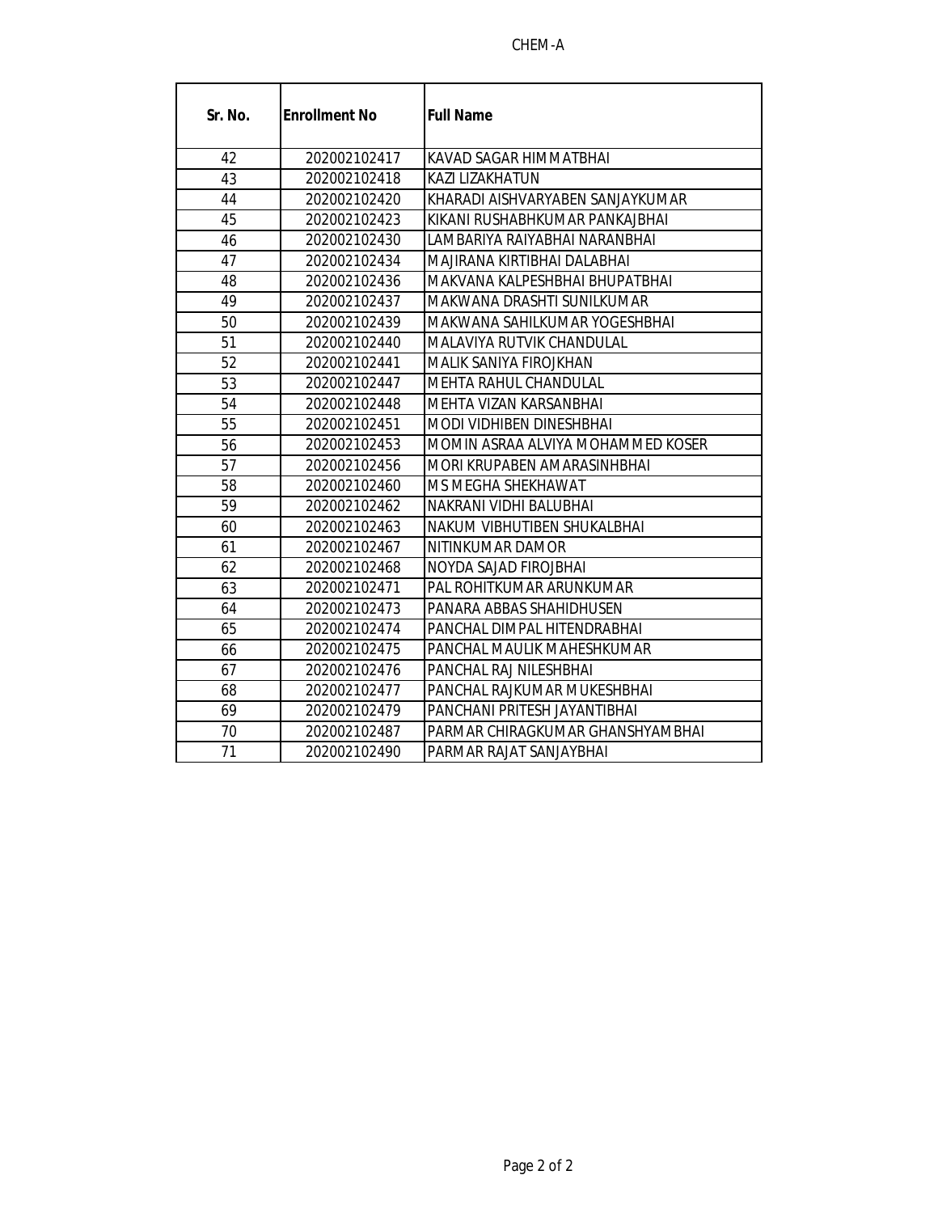CHEM-A

| Sr. No. | Enrollment No | Full Name |
|---|---|---|
| 42 | 202002102417 | KAVAD SAGAR HIMMATBHAI |
| 43 | 202002102418 | KAZI LIZAKHATUN |
| 44 | 202002102420 | KHARADI AISHVARYABEN SANJAYKUMAR |
| 45 | 202002102423 | KIKANI RUSHABHKUMAR PANKAJBHAI |
| 46 | 202002102430 | LAMBARIYA RAIYABHAI NARANBHAI |
| 47 | 202002102434 | MAJIRANA KIRTIBHAI DALABHAI |
| 48 | 202002102436 | MAKVANA KALPESHBHAI BHUPATBHAI |
| 49 | 202002102437 | MAKWANA DRASHTI SUNILKUMAR |
| 50 | 202002102439 | MAKWANA SAHILKUMAR YOGESHBHAI |
| 51 | 202002102440 | MALAVIYA RUTVIK CHANDULAL |
| 52 | 202002102441 | MALIK SANIYA FIROJKHAN |
| 53 | 202002102447 | MEHTA RAHUL CHANDULAL |
| 54 | 202002102448 | MEHTA VIZAN KARSANBHAI |
| 55 | 202002102451 | MODI VIDHIBEN DINESHBHAI |
| 56 | 202002102453 | MOMIN ASRAA ALVIYA MOHAMMED KOSER |
| 57 | 202002102456 | MORI KRUPABEN AMARASINHBHAI |
| 58 | 202002102460 | MS MEGHA SHEKHAWAT |
| 59 | 202002102462 | NAKRANI VIDHI BALUBHAI |
| 60 | 202002102463 | NAKUM VIBHUTIBEN SHUKALBHAI |
| 61 | 202002102467 | NITINKUMAR DAMOR |
| 62 | 202002102468 | NOYDA SAJAD FIROJBHAI |
| 63 | 202002102471 | PAL ROHITKUMAR ARUNKUMAR |
| 64 | 202002102473 | PANARA ABBAS SHAHIDHUSEN |
| 65 | 202002102474 | PANCHAL DIMPAL HITENDRABHAI |
| 66 | 202002102475 | PANCHAL MAULIK MAHESHKUMAR |
| 67 | 202002102476 | PANCHAL RAJ NILESHBHAI |
| 68 | 202002102477 | PANCHAL RAJKUMAR MUKESHBHAI |
| 69 | 202002102479 | PANCHANI PRITESH JAYANTIBHAI |
| 70 | 202002102487 | PARMAR CHIRAGKUMAR GHANSHYAMBHAI |
| 71 | 202002102490 | PARMAR RAJAT SANJAYBHAI |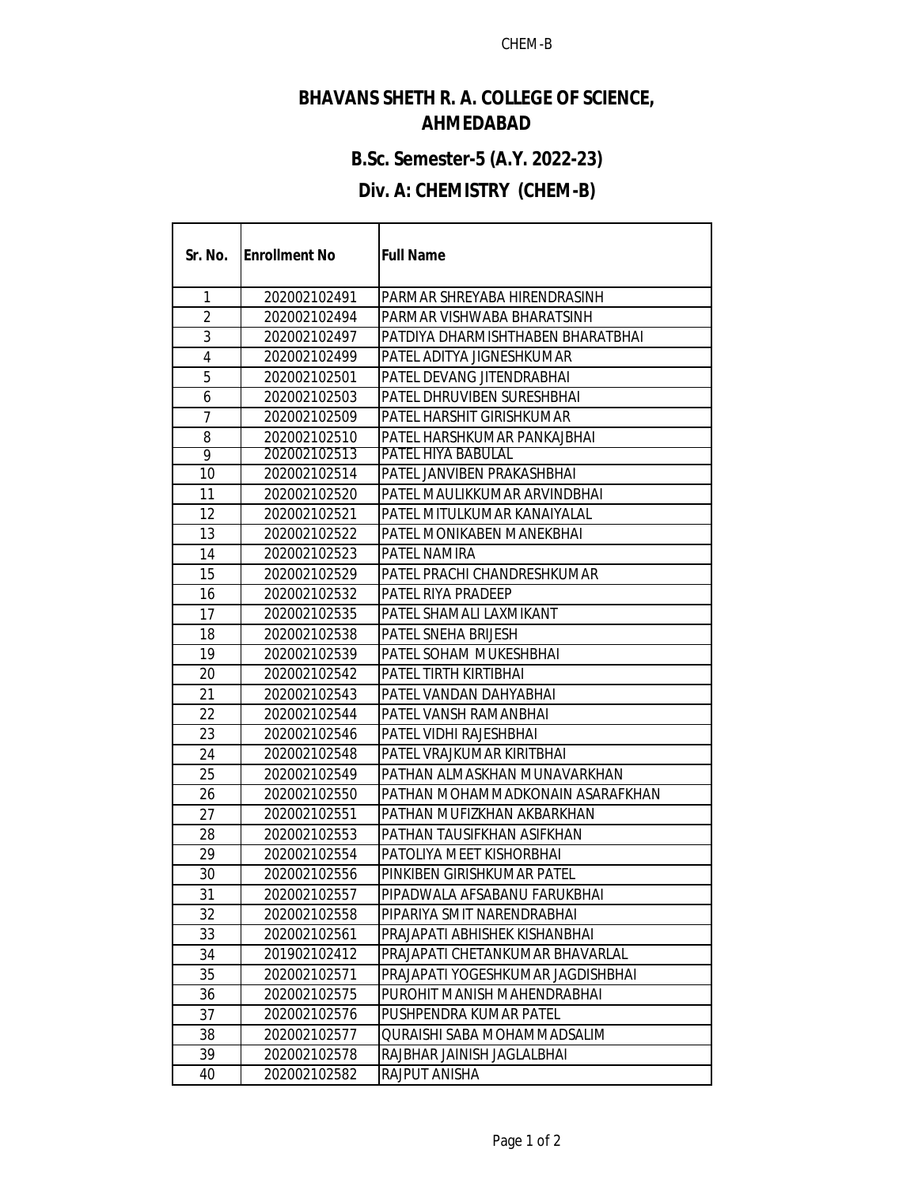# BHAVANS SHETH R. A. COLLEGE OF SCIENCE, AHMEDABAD

## B.Sc. Semester-5 (A.Y. 2022-23)

## Div. A: CHEMISTRY (CHEM-B)

| Sr. No. | Enrollment No | Full Name |
|---|---|---|
| 1 | 202002102491 | PARMAR SHREYABA HIRENDRASINH |
| 2 | 202002102494 | PARMAR VISHWABA BHARATSINH |
| 3 | 202002102497 | PATDIYA DHARMISHTHABEN BHARATBHAI |
| 4 | 202002102499 | PATEL ADITYA JIGNESHKUMAR |
| 5 | 202002102501 | PATEL DEVANG JITENDRABHAI |
| 6 | 202002102503 | PATEL DHRUVIBEN SURESHBHAI |
| 7 | 202002102509 | PATEL HARSHIT GIRISHKUMAR |
| 8 | 202002102510 | PATEL HARSHKUMAR PANKAJBHAI |
| 9 | 202002102513 | PATEL HIYA BABULAL |
| 10 | 202002102514 | PATEL JANVIBEN PRAKASHBHAI |
| 11 | 202002102520 | PATEL MAULIKKUMAR ARVINDBHAI |
| 12 | 202002102521 | PATEL MITULKUMAR KANAIYALAL |
| 13 | 202002102522 | PATEL MONIKABEN MANEKBHAI |
| 14 | 202002102523 | PATEL NAMIRA |
| 15 | 202002102529 | PATEL PRACHI CHANDRESHKUMAR |
| 16 | 202002102532 | PATEL RIYA PRADEEP |
| 17 | 202002102535 | PATEL SHAMALI LAXMIKANT |
| 18 | 202002102538 | PATEL SNEHA BRIJESH |
| 19 | 202002102539 | PATEL SOHAM MUKESHBHAI |
| 20 | 202002102542 | PATEL TIRTH KIRTIBHAI |
| 21 | 202002102543 | PATEL VANDAN DAHYABHAI |
| 22 | 202002102544 | PATEL VANSH RAMANBHAI |
| 23 | 202002102546 | PATEL VIDHI RAJESHBHAI |
| 24 | 202002102548 | PATEL VRAJKUMAR KIRITBHAI |
| 25 | 202002102549 | PATHAN ALMASKHAN MUNAVARKHAN |
| 26 | 202002102550 | PATHAN MOHAMMADKONAIN ASARAFKHAN |
| 27 | 202002102551 | PATHAN MUFIZKHAN AKBARKHAN |
| 28 | 202002102553 | PATHAN TAUSIFKHAN ASIFKHAN |
| 29 | 202002102554 | PATOLIYA MEET KISHORBHAI |
| 30 | 202002102556 | PINKIBEN GIRISHKUMAR PATEL |
| 31 | 202002102557 | PIPADWALA AFSABANU FARUKBHAI |
| 32 | 202002102558 | PIPARIYA SMIT NARENDRABHAI |
| 33 | 202002102561 | PRAJAPATI ABHISHEK KISHANBHAI |
| 34 | 201902102412 | PRAJAPATI CHETANKUMAR BHAVARLAL |
| 35 | 202002102571 | PRAJAPATI YOGESHKUMAR JAGDISHBHAI |
| 36 | 202002102575 | PUROHIT MANISH MAHENDRABHAI |
| 37 | 202002102576 | PUSHPENDRA KUMAR PATEL |
| 38 | 202002102577 | QURAISHI SABA MOHAMMADSALIM |
| 39 | 202002102578 | RAJBHAR JAINISH JAGLALBHAI |
| 40 | 202002102582 | RAJPUT ANISHA |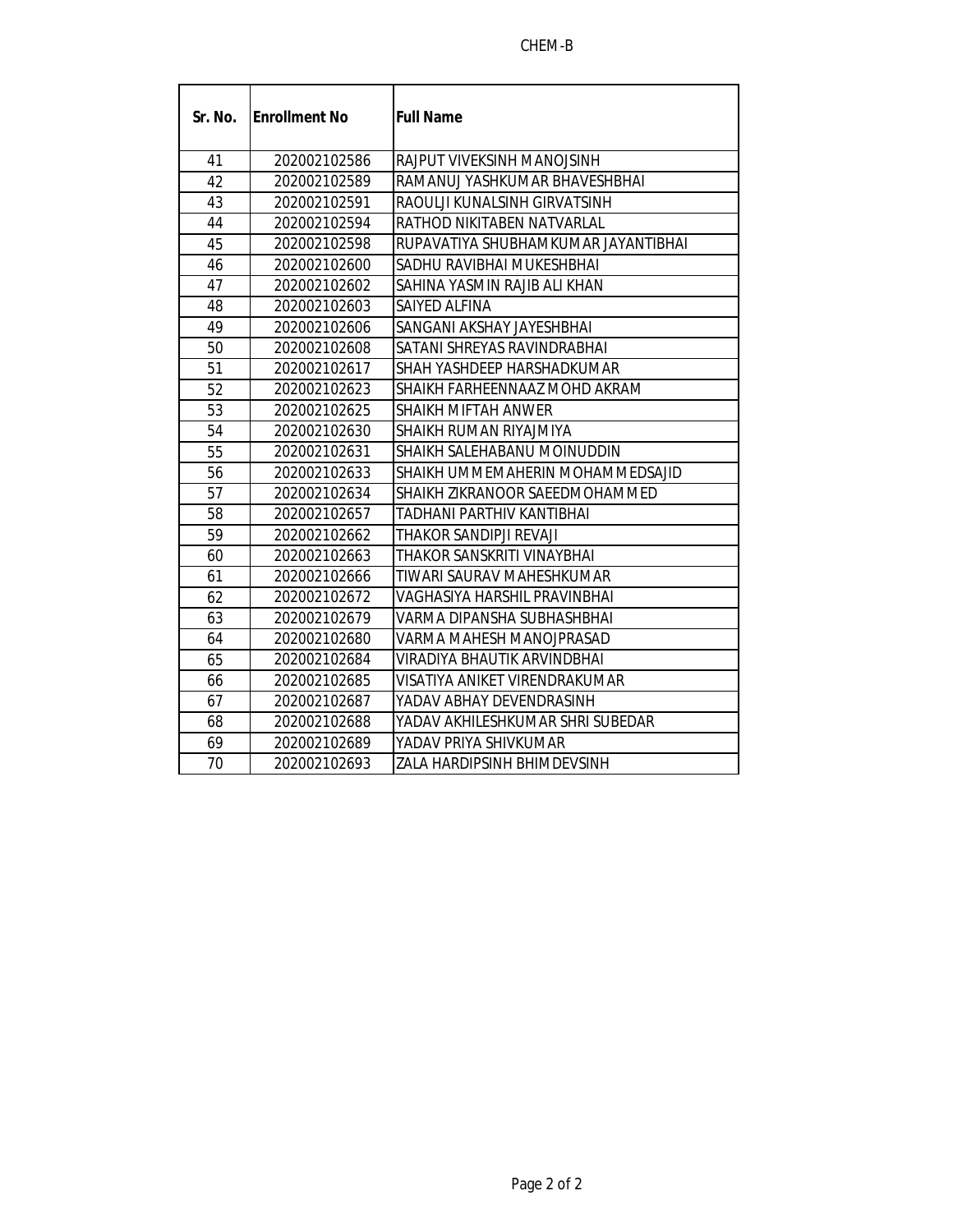CHEM-B

| Sr. No. | Enrollment No | Full Name |
|---|---|---|
| 41 | 202002102586 | RAJPUT VIVEKSINH MANOJSINH |
| 42 | 202002102589 | RAMANUJ YASHKUMAR BHAVESHBHAI |
| 43 | 202002102591 | RAOULJI KUNALSINH GIRVATSINH |
| 44 | 202002102594 | RATHOD NIKITABEN NATVARLAL |
| 45 | 202002102598 | RUPAVATIYA SHUBHAMKUMAR JAYANTIBHAI |
| 46 | 202002102600 | SADHU RAVIBHAI MUKESHBHAI |
| 47 | 202002102602 | SAHINA YASMIN RAJIB ALI KHAN |
| 48 | 202002102603 | SAIYED ALFINA |
| 49 | 202002102606 | SANGANI AKSHAY JAYESHBHAI |
| 50 | 202002102608 | SATANI SHREYAS RAVINDRABHAI |
| 51 | 202002102617 | SHAH YASHDEEP HARSHADKUMAR |
| 52 | 202002102623 | SHAIKH FARHEENNAAZ MOHD AKRAM |
| 53 | 202002102625 | SHAIKH MIFTAH ANWER |
| 54 | 202002102630 | SHAIKH RUMAN RIYAJMIYA |
| 55 | 202002102631 | SHAIKH SALEHABANU MOINUDDIN |
| 56 | 202002102633 | SHAIKH UMMEMAHERIN MOHAMMEDSAJID |
| 57 | 202002102634 | SHAIKH ZIKRANOOR SAEEDMOHAMMED |
| 58 | 202002102657 | TADHANI PARTHIV KANTIBHAI |
| 59 | 202002102662 | THAKOR SANDIPJI REVAJI |
| 60 | 202002102663 | THAKOR SANSKRITI VINAYBHAI |
| 61 | 202002102666 | TIWARI SAURAV MAHESHKUMAR |
| 62 | 202002102672 | VAGHASIYA HARSHIL PRAVINBHAI |
| 63 | 202002102679 | VARMA DIPANSHA SUBHASHBHAI |
| 64 | 202002102680 | VARMA MAHESH MANOJPRASAD |
| 65 | 202002102684 | VIRADIYA BHAUTIK ARVINDBHAI |
| 66 | 202002102685 | VISATIYA ANIKET VIRENDRAKUMAR |
| 67 | 202002102687 | YADAV ABHAY DEVENDRASINH |
| 68 | 202002102688 | YADAV AKHILESHKUMAR SHRI SUBEDAR |
| 69 | 202002102689 | YADAV PRIYA SHIVKUMAR |
| 70 | 202002102693 | ZALA HARDIPSINH BHIMDEVSINH |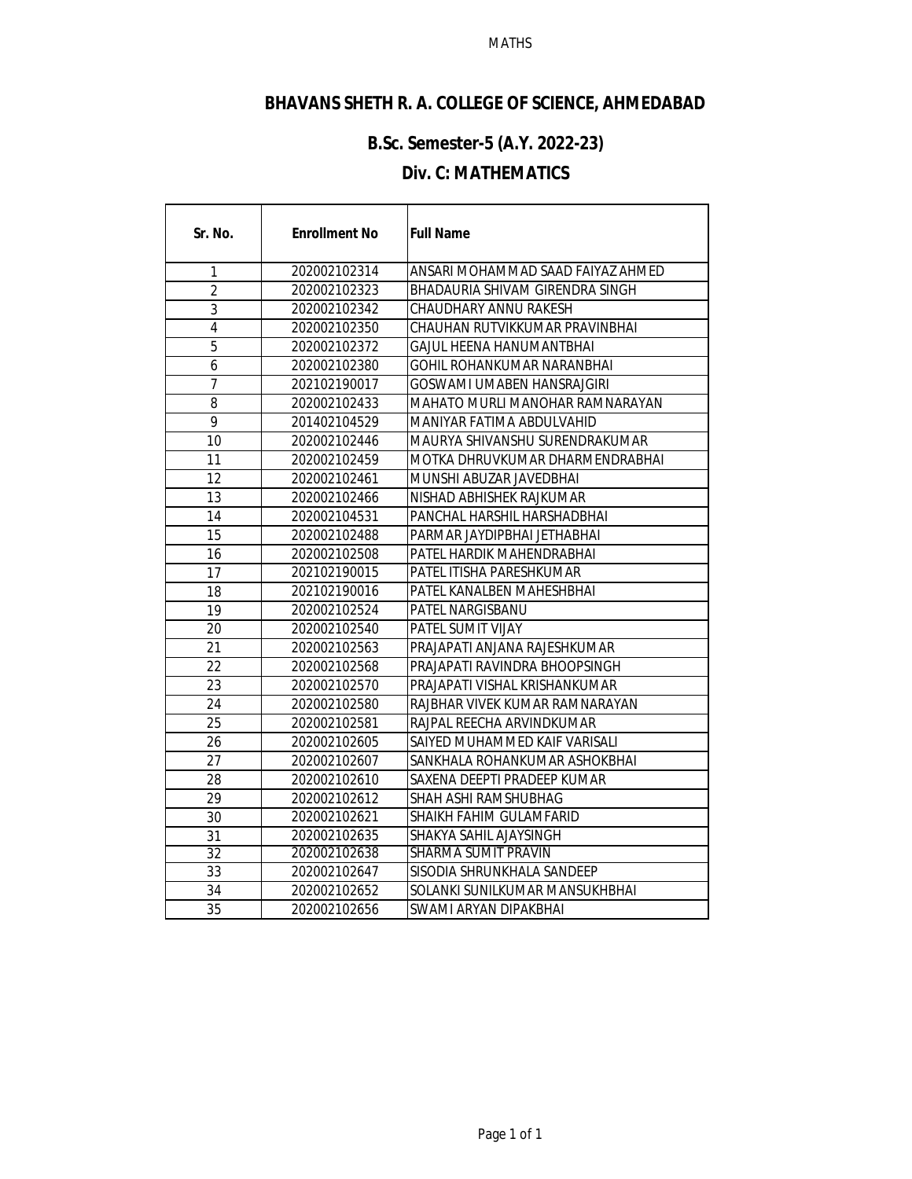MATHS

# BHAVANS SHETH R. A. COLLEGE OF SCIENCE, AHMEDABAD

## B.Sc. Semester-5 (A.Y. 2022-23)

## Div. C: MATHEMATICS

| Sr. No. | Enrollment No | Full Name |
|---|---|---|
| 1 | 202002102314 | ANSARI MOHAMMAD SAAD FAIYAZ AHMED |
| 2 | 202002102323 | BHADAURIA SHIVAM GIRENDRA SINGH |
| 3 | 202002102342 | CHAUDHARY ANNU RAKESH |
| 4 | 202002102350 | CHAUHAN RUTVIKKUMAR PRAVINBHAI |
| 5 | 202002102372 | GAJUL HEENA HANUMANTBHAI |
| 6 | 202002102380 | GOHIL ROHANKUMAR NARANBHAI |
| 7 | 202102190017 | GOSWAMI UMABEN HANSRAJGIRI |
| 8 | 202002102433 | MAHATO MURLI MANOHAR RAMNARAYAN |
| 9 | 201402104529 | MANIYAR FATIMA ABDULVAHID |
| 10 | 202002102446 | MAURYA SHIVANSHU SURENDRAKUMAR |
| 11 | 202002102459 | MOTKA DHRUVKUMAR DHARMENDRABHAI |
| 12 | 202002102461 | MUNSHI ABUZAR JAVEDBHAI |
| 13 | 202002102466 | NISHAD ABHISHEK RAJKUMAR |
| 14 | 202002104531 | PANCHAL HARSHIL HARSHADBHAI |
| 15 | 202002102488 | PARMAR JAYDIPBHAI JETHABHAI |
| 16 | 202002102508 | PATEL HARDIK MAHENDRABHAI |
| 17 | 202102190015 | PATEL ITISHA PARESHKUMAR |
| 18 | 202102190016 | PATEL KANALBEN MAHESHBHAI |
| 19 | 202002102524 | PATEL NARGISBANU |
| 20 | 202002102540 | PATEL SUMIT VIJAY |
| 21 | 202002102563 | PRAJAPATI ANJANA RAJESHKUMAR |
| 22 | 202002102568 | PRAJAPATI RAVINDRA BHOOPSINGH |
| 23 | 202002102570 | PRAJAPATI VISHAL KRISHANKUMAR |
| 24 | 202002102580 | RAJBHAR VIVEK KUMAR RAMNARAYAN |
| 25 | 202002102581 | RAJPAL REECHA ARVINDKUMAR |
| 26 | 202002102605 | SAIYED MUHAMMED KAIF VARISALI |
| 27 | 202002102607 | SANKHALA ROHANKUMAR ASHOKBHAI |
| 28 | 202002102610 | SAXENA DEEPTI PRADEEP KUMAR |
| 29 | 202002102612 | SHAH ASHI RAMSHUBHAG |
| 30 | 202002102621 | SHAIKH FAHIM GULAMFARID |
| 31 | 202002102635 | SHAKYA SAHIL AJAYSINGH |
| 32 | 202002102638 | SHARMA SUMIT PRAVIN |
| 33 | 202002102647 | SISODIA SHRUNKHALA SANDEEP |
| 34 | 202002102652 | SOLANKI SUNILKUMAR MANSUKHBHAI |
| 35 | 202002102656 | SWAMI ARYAN DIPAKBHAI |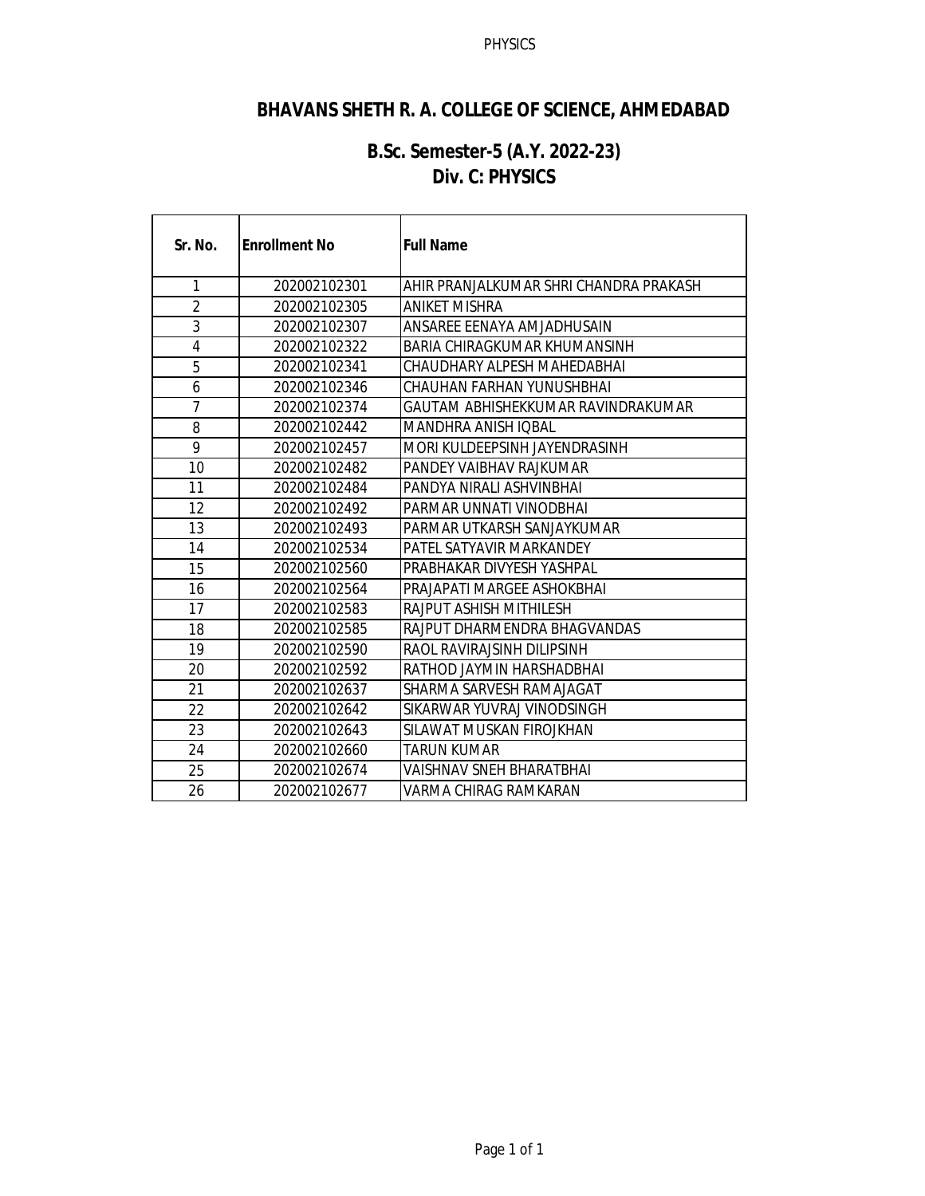# BHAVANS SHETH R. A. COLLEGE OF SCIENCE, AHMEDABAD

## B.Sc. Semester-5 (A.Y. 2022-23)
## Div. C: PHYSICS

| Sr. No. | Enrollment No | Full Name |
|---|---|---|
| 1 | 202002102301 | AHIR PRANJALKUMAR SHRI CHANDRA PRAKASH |
| 2 | 202002102305 | ANIKET MISHRA |
| 3 | 202002102307 | ANSAREE EENAYA AMJADHUSAIN |
| 4 | 202002102322 | BARIA CHIRAGKUMAR KHUMANSINH |
| 5 | 202002102341 | CHAUDHARY ALPESH MAHEDABHAI |
| 6 | 202002102346 | CHAUHAN FARHAN YUNUSHBHAI |
| 7 | 202002102374 | GAUTAM ABHISHEKKUMAR RAVINDRAKUMAR |
| 8 | 202002102442 | MANDHRA ANISH IQBAL |
| 9 | 202002102457 | MORI KULDEEPSINH JAYENDRASINH |
| 10 | 202002102482 | PANDEY VAIBHAV RAJKUMAR |
| 11 | 202002102484 | PANDYA NIRALI ASHVINBHAI |
| 12 | 202002102492 | PARMAR UNNATI VINODBHAI |
| 13 | 202002102493 | PARMAR UTKARSH SANJAYKUMAR |
| 14 | 202002102534 | PATEL SATYAVIR MARKANDEY |
| 15 | 202002102560 | PRABHAKAR DIVYESH YASHPAL |
| 16 | 202002102564 | PRAJAPATI MARGEE ASHOKBHAI |
| 17 | 202002102583 | RAJPUT ASHISH MITHILESH |
| 18 | 202002102585 | RAJPUT DHARMENDRA BHAGVANDAS |
| 19 | 202002102590 | RAOL RAVIRAJSINH DILIPSINH |
| 20 | 202002102592 | RATHOD JAYMIN HARSHADBHAI |
| 21 | 202002102637 | SHARMA SARVESH RAMAJAGAT |
| 22 | 202002102642 | SIKARWAR YUVRAJ VINODSINGH |
| 23 | 202002102643 | SILAWAT MUSKAN FIROJKHAN |
| 24 | 202002102660 | TARUN KUMAR |
| 25 | 202002102674 | VAISHNAV SNEH BHARATBHAI |
| 26 | 202002102677 | VARMA CHIRAG RAMKARAN |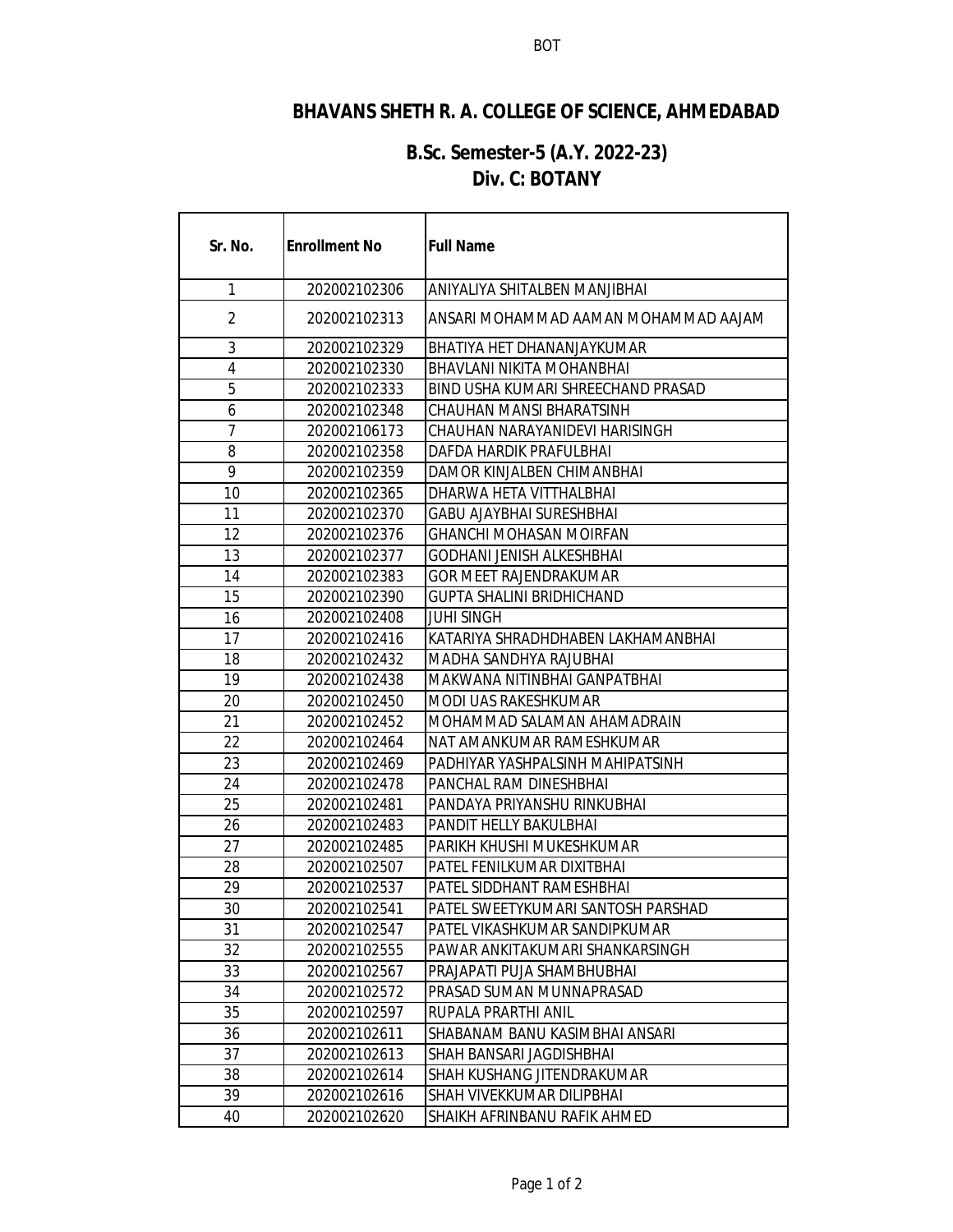# BHAVANS SHETH R. A. COLLEGE OF SCIENCE, AHMEDABAD

## B.Sc. Semester-5 (A.Y. 2022-23)
## Div. C: BOTANY

| Sr. No. | Enrollment No | Full Name |
|---|---|---|
| 1 | 202002102306 | ANIYALIYA SHITALBEN MANJIBHAI |
| 2 | 202002102313 | ANSARI MOHAMMAD AAMAN MOHAMMAD AAJAM |
| 3 | 202002102329 | BHATIYA HET DHANANJAYKUMAR |
| 4 | 202002102330 | BHAVLANI NIKITA MOHANBHAI |
| 5 | 202002102333 | BIND USHA KUMARI SHREECHAND PRASAD |
| 6 | 202002102348 | CHAUHAN MANSI BHARATSINH |
| 7 | 202002106173 | CHAUHAN NARAYANIDEVI HARISINGH |
| 8 | 202002102358 | DAFDA HARDIK PRAFULBHAI |
| 9 | 202002102359 | DAMOR KINJALBEN CHIMANBHAI |
| 10 | 202002102365 | DHARWA HETA VITTHALBHAI |
| 11 | 202002102370 | GABU AJAYBHAI SURESHBHAI |
| 12 | 202002102376 | GHANCHI MOHASAN MOIRFAN |
| 13 | 202002102377 | GODHANI JENISH ALKESHBHAI |
| 14 | 202002102383 | GOR MEET RAJENDRAKUMAR |
| 15 | 202002102390 | GUPTA SHALINI BRIDHICHAND |
| 16 | 202002102408 | JUHI SINGH |
| 17 | 202002102416 | KATARIYA SHRADHDHABEN LAKHAMANBHAI |
| 18 | 202002102432 | MADHA SANDHYA RAJUBHAI |
| 19 | 202002102438 | MAKWANA NITINBHAI GANPATBHAI |
| 20 | 202002102450 | MODI UAS RAKESHKUMAR |
| 21 | 202002102452 | MOHAMMAD SALAMAN AHAMADRAIN |
| 22 | 202002102464 | NAT AMANKUMAR RAMESHKUMAR |
| 23 | 202002102469 | PADHIYAR YASHPALSINH MAHIPATSINH |
| 24 | 202002102478 | PANCHAL RAM DINESHBHAI |
| 25 | 202002102481 | PANDAYA PRIYANSHU RINKUBHAI |
| 26 | 202002102483 | PANDIT HELLY BAKULBHAI |
| 27 | 202002102485 | PARIKH KHUSHI MUKESHKUMAR |
| 28 | 202002102507 | PATEL FENILKUMAR DIXITBHAI |
| 29 | 202002102537 | PATEL SIDDHANT RAMESHBHAI |
| 30 | 202002102541 | PATEL SWEETYKUMARI SANTOSH PARSHAD |
| 31 | 202002102547 | PATEL VIKASHKUMAR SANDIPKUMAR |
| 32 | 202002102555 | PAWAR ANKITAKUMARI SHANKARSINGH |
| 33 | 202002102567 | PRAJAPATI PUJA SHAMBHUBHAI |
| 34 | 202002102572 | PRASAD SUMAN MUNNAPRASAD |
| 35 | 202002102597 | RUPALA PRARTHI ANIL |
| 36 | 202002102611 | SHABANAM BANU KASIMBHAI ANSARI |
| 37 | 202002102613 | SHAH BANSARI JAGDISHBHAI |
| 38 | 202002102614 | SHAH KUSHANG JITENDRAKUMAR |
| 39 | 202002102616 | SHAH VIVEKKUMAR DILIPBHAI |
| 40 | 202002102620 | SHAIKH AFRINBANU RAFIK AHMED |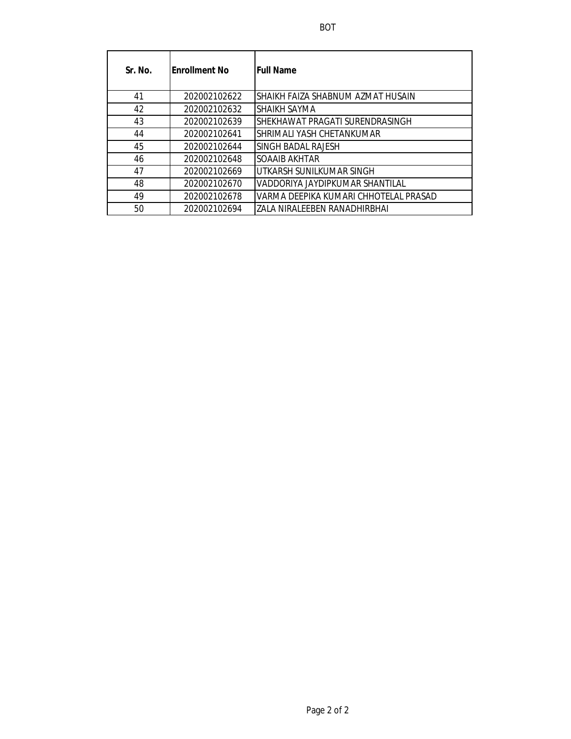BOT

| Sr. No. | Enrollment No | Full Name |
|---|---|---|
| 41 | 202002102622 | SHAIKH FAIZA SHABNUM AZMAT HUSAIN |
| 42 | 202002102632 | SHAIKH SAYMA |
| 43 | 202002102639 | SHEKHAWAT PRAGATI SURENDRASINGH |
| 44 | 202002102641 | SHRIMALI YASH CHETANKUMAR |
| 45 | 202002102644 | SINGH BADAL RAJESH |
| 46 | 202002102648 | SOAAIB AKHTAR |
| 47 | 202002102669 | UTKARSH SUNILKUMAR SINGH |
| 48 | 202002102670 | VADDORIYA JAYDIPKUMAR SHANTILAL |
| 49 | 202002102678 | VARMA DEEPIKA KUMARI CHHOTELAL PRASAD |
| 50 | 202002102694 | ZALA NIRALEEBEN RANADHIRBHAI |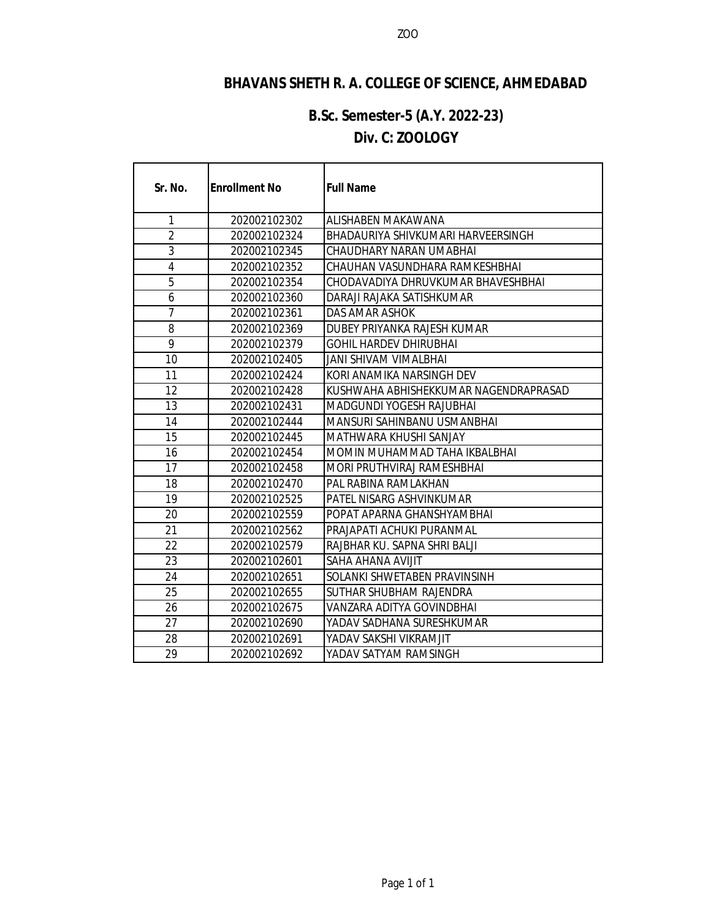# BHAVANS SHETH R. A. COLLEGE OF SCIENCE, AHMEDABAD

## B.Sc. Semester-5 (A.Y. 2022-23)

## Div. C: ZOOLOGY

| Sr. No. | Enrollment No | Full Name |
|---|---|---|
| 1 | 202002102302 | ALISHABEN MAKAWANA |
| 2 | 202002102324 | BHADAURIYA SHIVKUMARI HARVEERSINGH |
| 3 | 202002102345 | CHAUDHARY NARAN UMABHAI |
| 4 | 202002102352 | CHAUHAN VASUNDHARA RAMKESHBHAI |
| 5 | 202002102354 | CHODAVADIYA DHRUVKUMAR BHAVESHBHAI |
| 6 | 202002102360 | DARAJI RAJAKA SATISHKUMAR |
| 7 | 202002102361 | DAS AMAR ASHOK |
| 8 | 202002102369 | DUBEY PRIYANKA RAJESH KUMAR |
| 9 | 202002102379 | GOHIL HARDEV DHIRUBHAI |
| 10 | 202002102405 | JANI SHIVAM VIMALBHAI |
| 11 | 202002102424 | KORI ANAMIKA NARSINGH DEV |
| 12 | 202002102428 | KUSHWAHA ABHISHEKKUMAR NAGENDRAPRASAD |
| 13 | 202002102431 | MADGUNDI YOGESH RAJUBHAI |
| 14 | 202002102444 | MANSURI SAHINBANU USMANBHAI |
| 15 | 202002102445 | MATHWARA KHUSHI SANJAY |
| 16 | 202002102454 | MOMIN MUHAMMAD TAHA IKBALBHAI |
| 17 | 202002102458 | MORI PRUTHVIRAJ RAMESHBHAI |
| 18 | 202002102470 | PAL RABINA RAMLAKHAN |
| 19 | 202002102525 | PATEL NISARG ASHVINKUMAR |
| 20 | 202002102559 | POPAT APARNA GHANSHYAMBHAI |
| 21 | 202002102562 | PRAJAPATI ACHUKI PURANMAL |
| 22 | 202002102579 | RAJBHAR KU. SAPNA SHRI BALJI |
| 23 | 202002102601 | SAHA AHANA AVIJIT |
| 24 | 202002102651 | SOLANKI SHWETABEN PRAVINSINH |
| 25 | 202002102655 | SUTHAR SHUBHAM RAJENDRA |
| 26 | 202002102675 | VANZARA ADITYA GOVINDBHAI |
| 27 | 202002102690 | YADAV SADHANA SURESHKUMAR |
| 28 | 202002102691 | YADAV SAKSHI VIKRAMJIT |
| 29 | 202002102692 | YADAV SATYAM RAMSINGH |